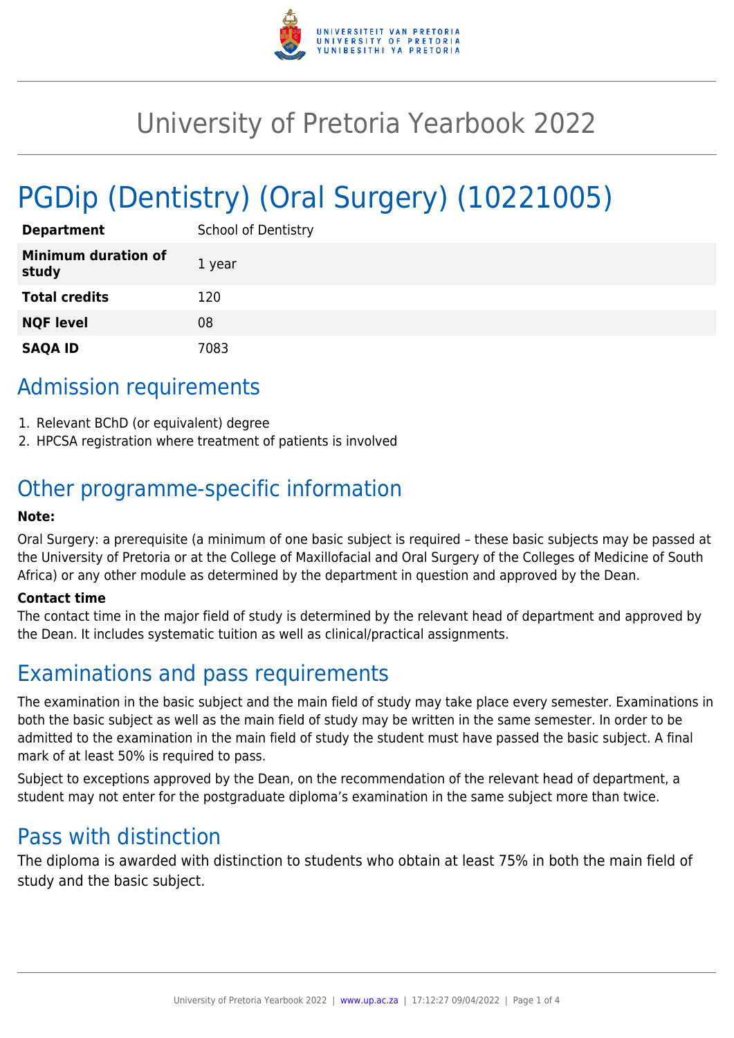# University of Pretoria Yearbook 2022

# PGDip (Dentistry) (Oral Surgery) (10221005)

| | |
|---|---|
| **Department** | School of Dentistry |
| **Minimum duration of study** | 1 year |
| **Total credits** | 120 |
| **NQF level** | 08 |
| **SAQA ID** | 7083 |

## Admission requirements

1. Relevant BChD (or equivalent) degree
2. HPCSA registration where treatment of patients is involved

## Other programme-specific information

**Note:**

Oral Surgery: a prerequisite (a minimum of one basic subject is required – these basic subjects may be passed at the University of Pretoria or at the College of Maxillofacial and Oral Surgery of the Colleges of Medicine of South Africa) or any other module as determined by the department in question and approved by the Dean.

**Contact time**

The contact time in the major field of study is determined by the relevant head of department and approved by the Dean. It includes systematic tuition as well as clinical/practical assignments.

## Examinations and pass requirements

The examination in the basic subject and the main field of study may take place every semester. Examinations in both the basic subject as well as the main field of study may be written in the same semester. In order to be admitted to the examination in the main field of study the student must have passed the basic subject. A final mark of at least 50% is required to pass.

Subject to exceptions approved by the Dean, on the recommendation of the relevant head of department, a student may not enter for the postgraduate diploma's examination in the same subject more than twice.

## Pass with distinction

The diploma is awarded with distinction to students who obtain at least 75% in both the main field of study and the basic subject.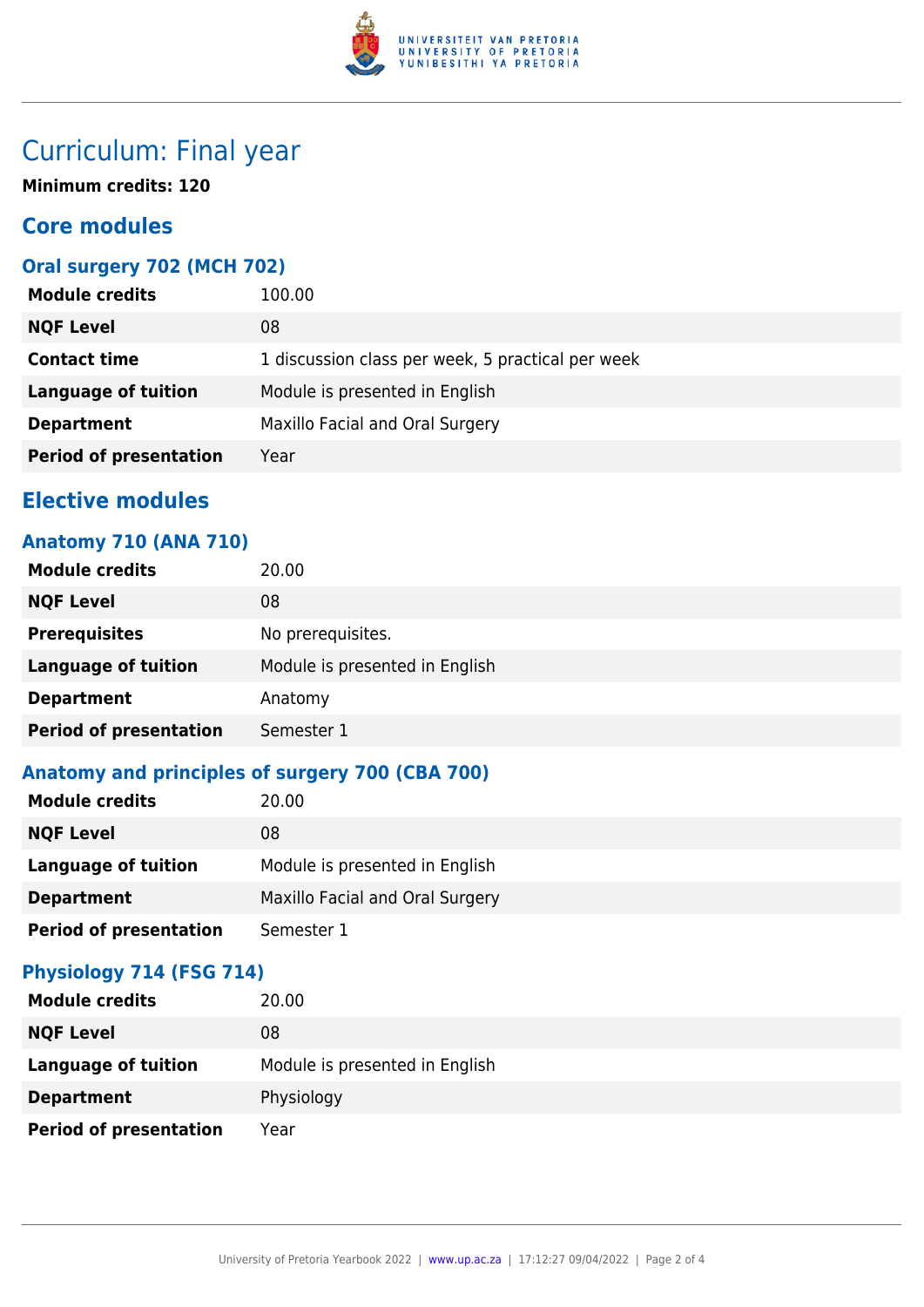# Curriculum: Final year

**Minimum credits: 120**

## Core modules

### Oral surgery 702 (MCH 702)

| | |
|---|---|
| **Module credits** | 100.00 |
| **NQF Level** | 08 |
| **Contact time** | 1 discussion class per week, 5 practical per week |
| **Language of tuition** | Module is presented in English |
| **Department** | Maxillo Facial and Oral Surgery |
| **Period of presentation** | Year |

## Elective modules

### Anatomy 710 (ANA 710)

| | |
|---|---|
| **Module credits** | 20.00 |
| **NQF Level** | 08 |
| **Prerequisites** | No prerequisites. |
| **Language of tuition** | Module is presented in English |
| **Department** | Anatomy |
| **Period of presentation** | Semester 1 |

### Anatomy and principles of surgery 700 (CBA 700)

| | |
|---|---|
| **Module credits** | 20.00 |
| **NQF Level** | 08 |
| **Language of tuition** | Module is presented in English |
| **Department** | Maxillo Facial and Oral Surgery |
| **Period of presentation** | Semester 1 |

### Physiology 714 (FSG 714)

| | |
|---|---|
| **Module credits** | 20.00 |
| **NQF Level** | 08 |
| **Language of tuition** | Module is presented in English |
| **Department** | Physiology |
| **Period of presentation** | Year |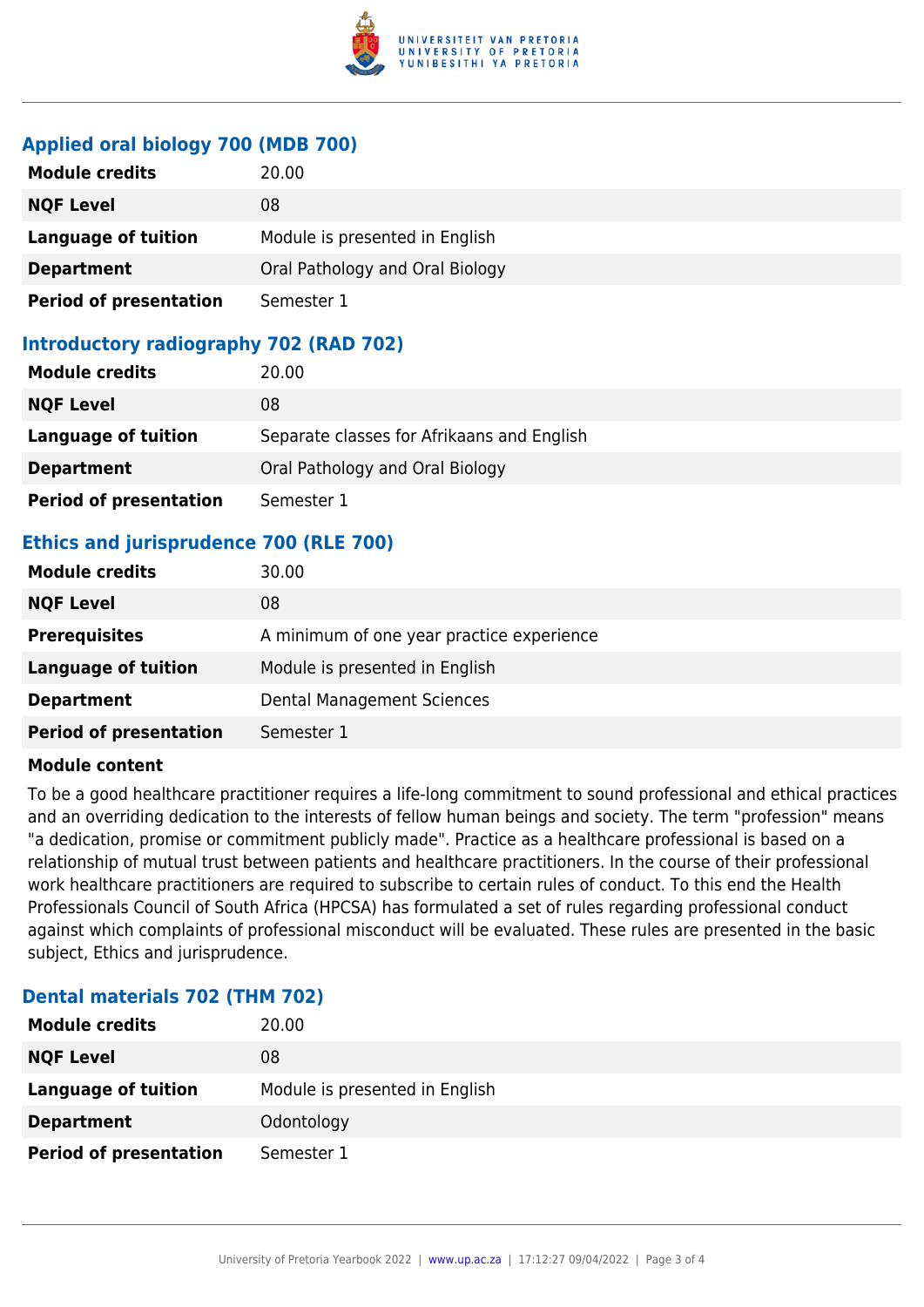### Applied oral biology 700 (MDB 700)

| | |
|---|---|
| **Module credits** | 20.00 |
| **NQF Level** | 08 |
| **Language of tuition** | Module is presented in English |
| **Department** | Oral Pathology and Oral Biology |
| **Period of presentation** | Semester 1 |

### Introductory radiography 702 (RAD 702)

| | |
|---|---|
| **Module credits** | 20.00 |
| **NQF Level** | 08 |
| **Language of tuition** | Separate classes for Afrikaans and English |
| **Department** | Oral Pathology and Oral Biology |
| **Period of presentation** | Semester 1 |

### Ethics and jurisprudence 700 (RLE 700)

| | |
|---|---|
| **Module credits** | 30.00 |
| **NQF Level** | 08 |
| **Prerequisites** | A minimum of one year practice experience |
| **Language of tuition** | Module is presented in English |
| **Department** | Dental Management Sciences |
| **Period of presentation** | Semester 1 |

**Module content**

To be a good healthcare practitioner requires a life-long commitment to sound professional and ethical practices and an overriding dedication to the interests of fellow human beings and society. The term "profession" means "a dedication, promise or commitment publicly made". Practice as a healthcare professional is based on a relationship of mutual trust between patients and healthcare practitioners. In the course of their professional work healthcare practitioners are required to subscribe to certain rules of conduct. To this end the Health Professionals Council of South Africa (HPCSA) has formulated a set of rules regarding professional conduct against which complaints of professional misconduct will be evaluated. These rules are presented in the basic subject, Ethics and jurisprudence.

### Dental materials 702 (THM 702)

| | |
|---|---|
| **Module credits** | 20.00 |
| **NQF Level** | 08 |
| **Language of tuition** | Module is presented in English |
| **Department** | Odontology |
| **Period of presentation** | Semester 1 |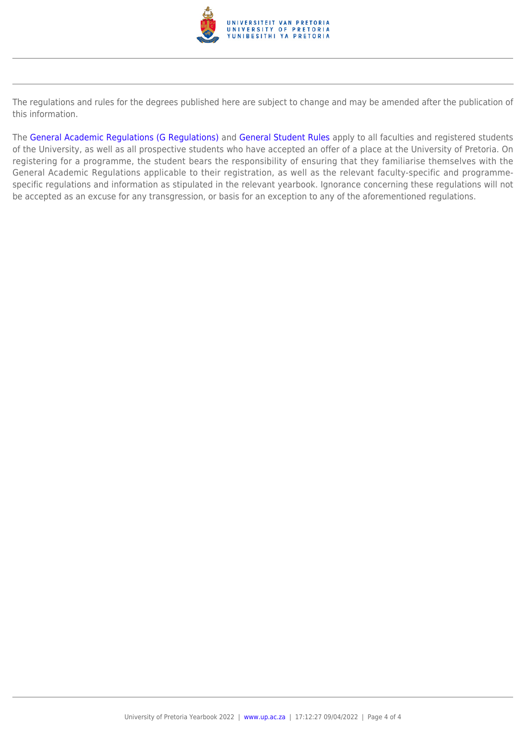The regulations and rules for the degrees published here are subject to change and may be amended after the publication of this information.

The General Academic Regulations (G Regulations) and General Student Rules apply to all faculties and registered students of the University, as well as all prospective students who have accepted an offer of a place at the University of Pretoria. On registering for a programme, the student bears the responsibility of ensuring that they familiarise themselves with the General Academic Regulations applicable to their registration, as well as the relevant faculty-specific and programme-specific regulations and information as stipulated in the relevant yearbook. Ignorance concerning these regulations will not be accepted as an excuse for any transgression, or basis for an exception to any of the aforementioned regulations.